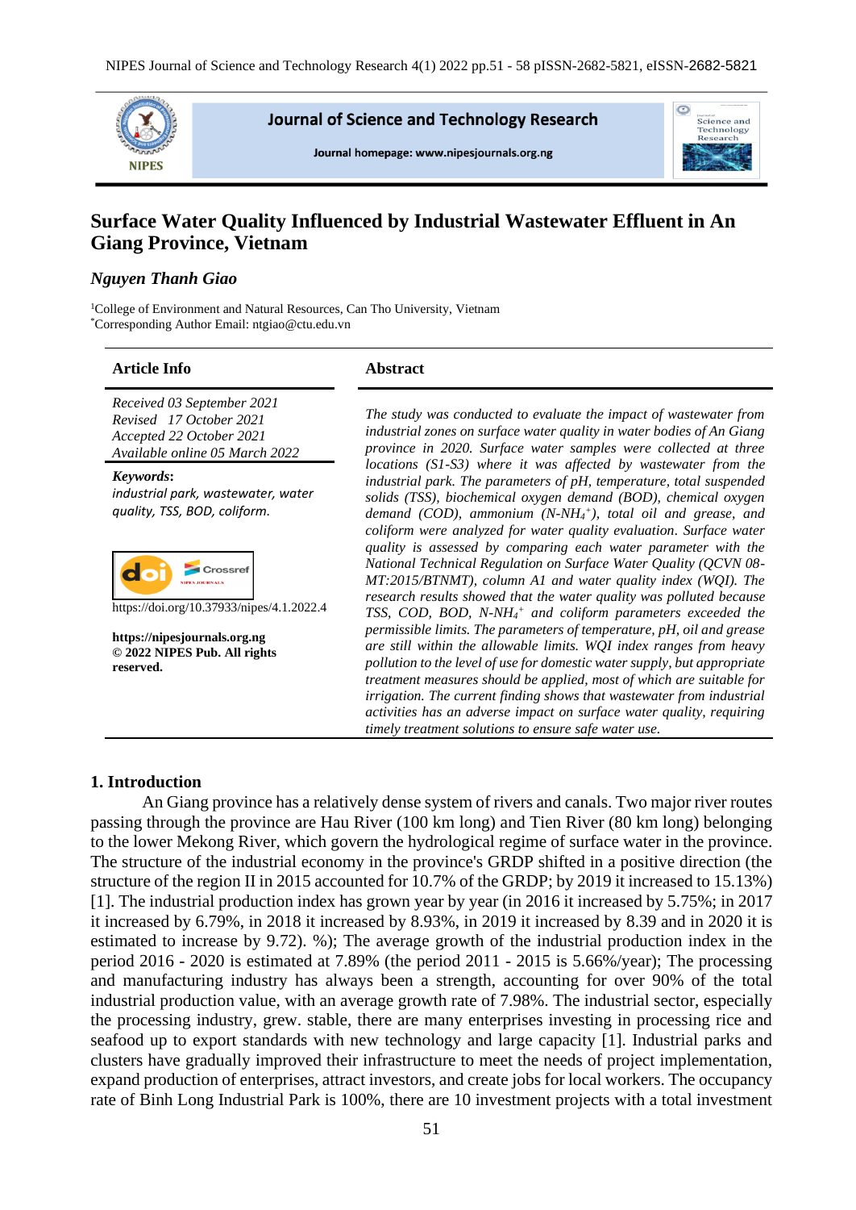# Surface Water Quality Influenced by Industrial Wastewater Effluent in An Giang Province, Vietnam

*Nguyen Thanh Giao*

[1]College of Environment and Natural Resources, Can Tho University, Vietnam
[*]Corresponding Author Email: ntgiao@ctu.edu.vn

## Article Info

*Received 03 September 2021*
*Revised 17 October 2021*
*Accepted 22 October 2021*
*Available online 05 March 2022*

***Keywords*:**
*industrial park, wastewater, water quality, TSS, BOD, coliform.*

https://doi.org/10.37933/nipes/4.1.2022.4

**https://nipesjournals.org.ng**
**© 2022 NIPES Pub. All rights reserved.**

## Abstract

*The study was conducted to evaluate the impact of wastewater from industrial zones on surface water quality in water bodies of An Giang province in 2020. Surface water samples were collected at three locations (S1-S3) where it was affected by wastewater from the industrial park. The parameters of pH, temperature, total suspended solids (TSS), biochemical oxygen demand (BOD), chemical oxygen demand (COD), ammonium (N-$NH_4^+$), total oil and grease, and coliform were analyzed for water quality evaluation. Surface water quality is assessed by comparing each water parameter with the National Technical Regulation on Surface Water Quality (QCVN 08-MT:2015/BTNMT), column A1 and water quality index (WQI). The research results showed that the water quality was polluted because TSS, COD, BOD, N-$NH_4^+$ and coliform parameters exceeded the permissible limits. The parameters of temperature, pH, oil and grease are still within the allowable limits. WQI index ranges from heavy pollution to the level of use for domestic water supply, but appropriate treatment measures should be applied, most of which are suitable for irrigation. The current finding shows that wastewater from industrial activities has an adverse impact on surface water quality, requiring timely treatment solutions to ensure safe water use.*

## 1. Introduction

An Giang province has a relatively dense system of rivers and canals. Two major river routes passing through the province are Hau River (100 km long) and Tien River (80 km long) belonging to the lower Mekong River, which govern the hydrological regime of surface water in the province. The structure of the industrial economy in the province's GRDP shifted in a positive direction (the structure of the region II in 2015 accounted for 10.7% of the GRDP; by 2019 it increased to 15.13%) [1]. The industrial production index has grown year by year (in 2016 it increased by 5.75%; in 2017 it increased by 6.79%, in 2018 it increased by 8.93%, in 2019 it increased by 8.39 and in 2020 it is estimated to increase by 9.72). %); The average growth of the industrial production index in the period 2016 - 2020 is estimated at 7.89% (the period 2011 - 2015 is 5.66%/year); The processing and manufacturing industry has always been a strength, accounting for over 90% of the total industrial production value, with an average growth rate of 7.98%. The industrial sector, especially the processing industry, grew. stable, there are many enterprises investing in processing rice and seafood up to export standards with new technology and large capacity [1]. Industrial parks and clusters have gradually improved their infrastructure to meet the needs of project implementation, expand production of enterprises, attract investors, and create jobs for local workers. The occupancy rate of Binh Long Industrial Park is 100%, there are 10 investment projects with a total investment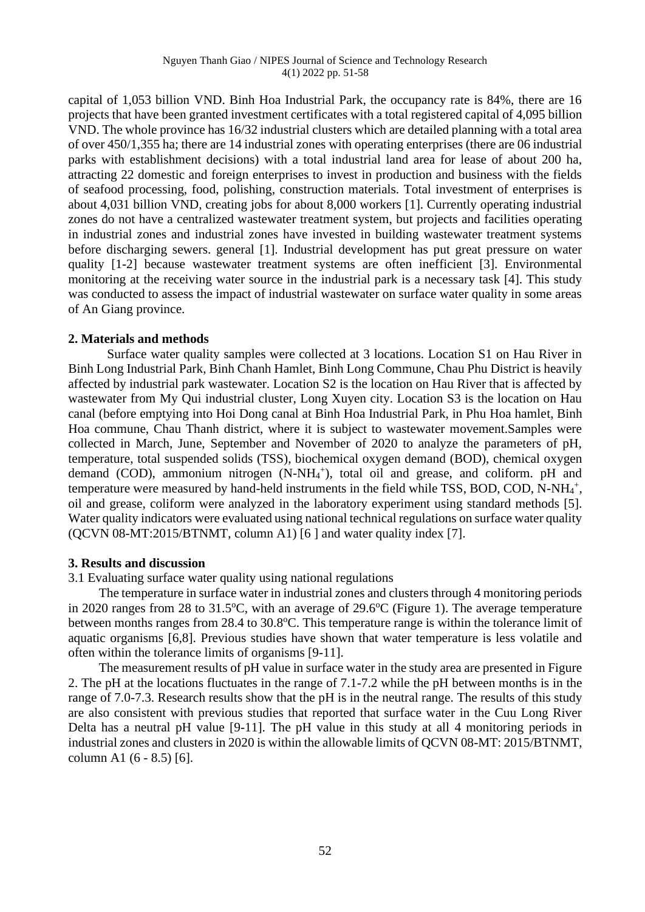capital of 1,053 billion VND. Binh Hoa Industrial Park, the occupancy rate is 84%, there are 16 projects that have been granted investment certificates with a total registered capital of 4,095 billion VND. The whole province has 16/32 industrial clusters which are detailed planning with a total area of over 450/1,355 ha; there are 14 industrial zones with operating enterprises (there are 06 industrial parks with establishment decisions) with a total industrial land area for lease of about 200 ha, attracting 22 domestic and foreign enterprises to invest in production and business with the fields of seafood processing, food, polishing, construction materials. Total investment of enterprises is about 4,031 billion VND, creating jobs for about 8,000 workers [1]. Currently operating industrial zones do not have a centralized wastewater treatment system, but projects and facilities operating in industrial zones and industrial zones have invested in building wastewater treatment systems before discharging sewers. general [1]. Industrial development has put great pressure on water quality [1-2] because wastewater treatment systems are often inefficient [3]. Environmental monitoring at the receiving water source in the industrial park is a necessary task [4]. This study was conducted to assess the impact of industrial wastewater on surface water quality in some areas of An Giang province.

## 2. Materials and methods

Surface water quality samples were collected at 3 locations. Location S1 on Hau River in Binh Long Industrial Park, Binh Chanh Hamlet, Binh Long Commune, Chau Phu District is heavily affected by industrial park wastewater. Location S2 is the location on Hau River that is affected by wastewater from My Qui industrial cluster, Long Xuyen city. Location S3 is the location on Hau canal (before emptying into Hoi Dong canal at Binh Hoa Industrial Park, in Phu Hoa hamlet, Binh Hoa commune, Chau Thanh district, where it is subject to wastewater movement.Samples were collected in March, June, September and November of 2020 to analyze the parameters of pH, temperature, total suspended solids (TSS), biochemical oxygen demand (BOD), chemical oxygen demand (COD), ammonium nitrogen ($N\text{-}NH_4^+$), total oil and grease, and coliform. pH and temperature were measured by hand-held instruments in the field while TSS, BOD, COD, $N\text{-}NH_4^+$, oil and grease, coliform were analyzed in the laboratory experiment using standard methods [5]. Water quality indicators were evaluated using national technical regulations on surface water quality (QCVN 08-MT:2015/BTNMT, column A1) [6 ] and water quality index [7].

## 3. Results and discussion

3.1 Evaluating surface water quality using national regulations

The temperature in surface water in industrial zones and clusters through 4 monitoring periods in 2020 ranges from 28 to 31.5$^o$C, with an average of 29.6$^o$C (Figure 1). The average temperature between months ranges from 28.4 to 30.8$^o$C. This temperature range is within the tolerance limit of aquatic organisms [6,8]. Previous studies have shown that water temperature is less volatile and often within the tolerance limits of organisms [9-11].

The measurement results of pH value in surface water in the study area are presented in Figure 2. The pH at the locations fluctuates in the range of 7.1-7.2 while the pH between months is in the range of 7.0-7.3. Research results show that the pH is in the neutral range. The results of this study are also consistent with previous studies that reported that surface water in the Cuu Long River Delta has a neutral pH value [9-11]. The pH value in this study at all 4 monitoring periods in industrial zones and clusters in 2020 is within the allowable limits of QCVN 08-MT: 2015/BTNMT, column A1 (6 - 8.5) [6].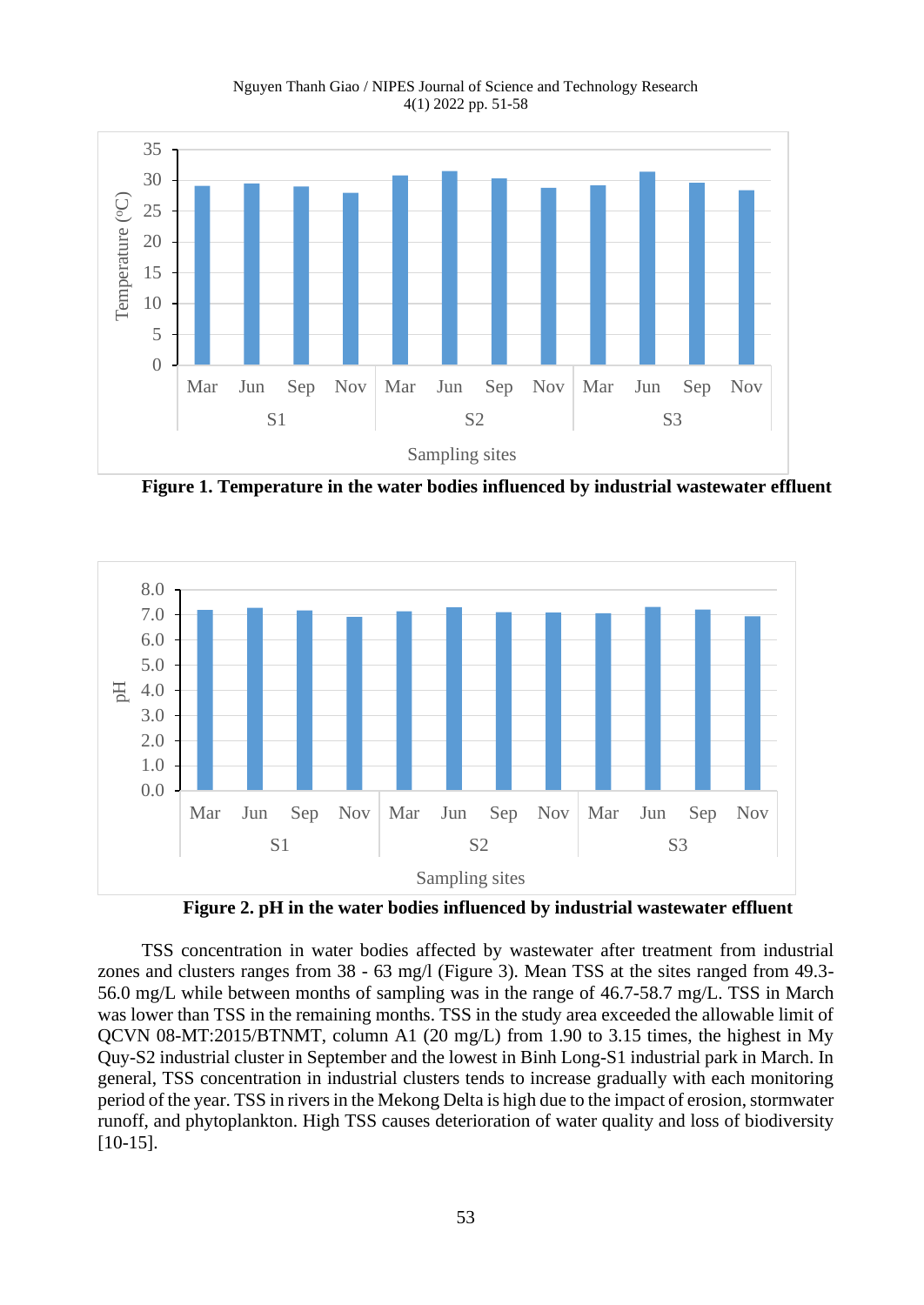**Figure 1. Temperature in the water bodies influenced by industrial wastewater effluent**

**Figure 2. pH in the water bodies influenced by industrial wastewater effluent**

TSS concentration in water bodies affected by wastewater after treatment from industrial zones and clusters ranges from 38 - 63 mg/l (Figure 3). Mean TSS at the sites ranged from 49.3-56.0 mg/L while between months of sampling was in the range of 46.7-58.7 mg/L. TSS in March was lower than TSS in the remaining months. TSS in the study area exceeded the allowable limit of QCVN 08-MT:2015/BTNMT, column A1 (20 mg/L) from 1.90 to 3.15 times, the highest in My Quy-S2 industrial cluster in September and the lowest in Binh Long-S1 industrial park in March. In general, TSS concentration in industrial clusters tends to increase gradually with each monitoring period of the year. TSS in rivers in the Mekong Delta is high due to the impact of erosion, stormwater runoff, and phytoplankton. High TSS causes deterioration of water quality and loss of biodiversity [10-15].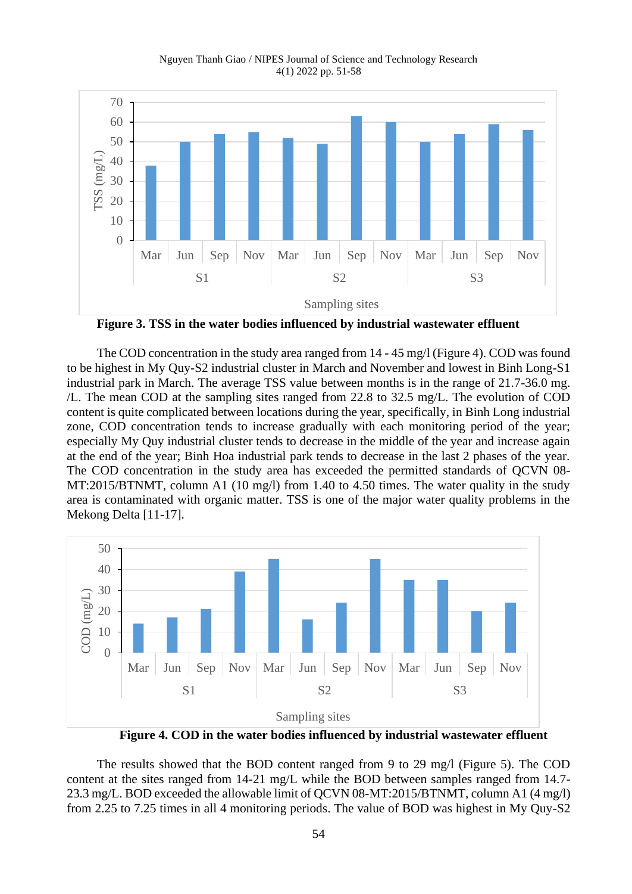**Figure 3. TSS in the water bodies influenced by industrial wastewater effluent**

The COD concentration in the study area ranged from 14 - 45 mg/l (Figure 4). COD was found to be highest in My Quy-S2 industrial cluster in March and November and lowest in Binh Long-S1 industrial park in March. The average TSS value between months is in the range of 21.7-36.0 mg. /L. The mean COD at the sampling sites ranged from 22.8 to 32.5 mg/L. The evolution of COD content is quite complicated between locations during the year, specifically, in Binh Long industrial zone, COD concentration tends to increase gradually with each monitoring period of the year; especially My Quy industrial cluster tends to decrease in the middle of the year and increase again at the end of the year; Binh Hoa industrial park tends to decrease in the last 2 phases of the year. The COD concentration in the study area has exceeded the permitted standards of QCVN 08-MT:2015/BTNMT, column A1 (10 mg/l) from 1.40 to 4.50 times. The water quality in the study area is contaminated with organic matter. TSS is one of the major water quality problems in the Mekong Delta [11-17].

**Figure 4. COD in the water bodies influenced by industrial wastewater effluent**

The results showed that the BOD content ranged from 9 to 29 mg/l (Figure 5). The COD content at the sites ranged from 14-21 mg/L while the BOD between samples ranged from 14.7-23.3 mg/L. BOD exceeded the allowable limit of QCVN 08-MT:2015/BTNMT, column A1 (4 mg/l) from 2.25 to 7.25 times in all 4 monitoring periods. The value of BOD was highest in My Quy-S2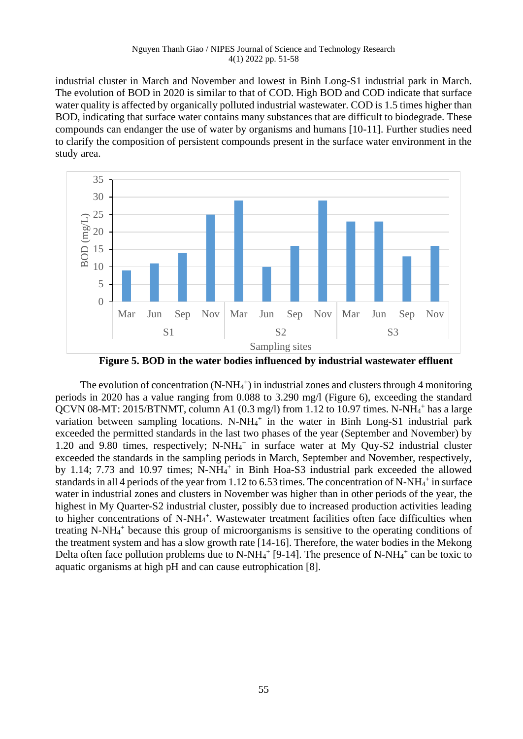industrial cluster in March and November and lowest in Binh Long-S1 industrial park in March. The evolution of BOD in 2020 is similar to that of COD. High BOD and COD indicate that surface water quality is affected by organically polluted industrial wastewater. COD is 1.5 times higher than BOD, indicating that surface water contains many substances that are difficult to biodegrade. These compounds can endanger the use of water by organisms and humans [10-11]. Further studies need to clarify the composition of persistent compounds present in the surface water environment in the study area.

**Figure 5. BOD in the water bodies influenced by industrial wastewater effluent**

The evolution of concentration ($N\text{-}NH_4^+$) in industrial zones and clusters through 4 monitoring periods in 2020 has a value ranging from 0.088 to 3.290 mg/l (Figure 6), exceeding the standard QCVN 08-MT: 2015/BTNMT, column A1 (0.3 mg/l) from 1.12 to 10.97 times. $N\text{-}NH_4^+$ has a large variation between sampling locations. $N\text{-}NH_4^+$ in the water in Binh Long-S1 industrial park exceeded the permitted standards in the last two phases of the year (September and November) by 1.20 and 9.80 times, respectively; $N\text{-}NH_4^+$ in surface water at My Quy-S2 industrial cluster exceeded the standards in the sampling periods in March, September and November, respectively, by 1.14; 7.73 and 10.97 times; $N\text{-}NH_4^+$ in Binh Hoa-S3 industrial park exceeded the allowed standards in all 4 periods of the year from 1.12 to 6.53 times. The concentration of $N\text{-}NH_4^+$ in surface water in industrial zones and clusters in November was higher than in other periods of the year, the highest in My Quarter-S2 industrial cluster, possibly due to increased production activities leading to higher concentrations of $N\text{-}NH_4^+$. Wastewater treatment facilities often face difficulties when treating $N\text{-}NH_4^+$ because this group of microorganisms is sensitive to the operating conditions of the treatment system and has a slow growth rate [14-16]. Therefore, the water bodies in the Mekong Delta often face pollution problems due to $N\text{-}NH_4^+$ [9-14]. The presence of $N\text{-}NH_4^+$ can be toxic to aquatic organisms at high pH and can cause eutrophication [8].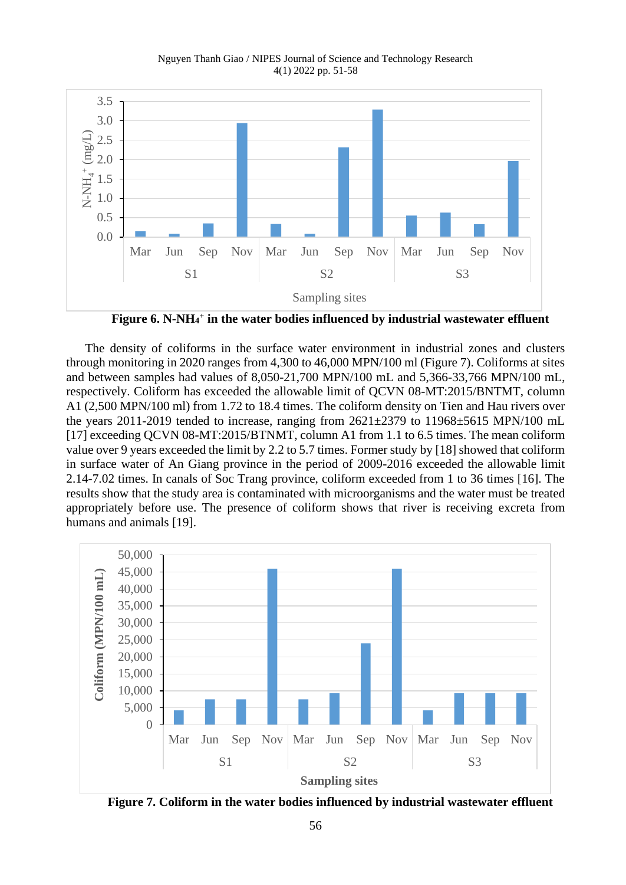**Figure 6. $N\text{-}NH_4^+$ in the water bodies influenced by industrial wastewater effluent**

The density of coliforms in the surface water environment in industrial zones and clusters through monitoring in 2020 ranges from 4,300 to 46,000 MPN/100 ml (Figure 7). Coliforms at sites and between samples had values of 8,050-21,700 MPN/100 mL and 5,366-33,766 MPN/100 mL, respectively. Coliform has exceeded the allowable limit of QCVN 08-MT:2015/BNTMT, column A1 (2,500 MPN/100 ml) from 1.72 to 18.4 times. The coliform density on Tien and Hau rivers over the years 2011-2019 tended to increase, ranging from 2621±2379 to 11968±5615 MPN/100 mL [17] exceeding QCVN 08-MT:2015/BTNMT, column A1 from 1.1 to 6.5 times. The mean coliform value over 9 years exceeded the limit by 2.2 to 5.7 times. Former study by [18] showed that coliform in surface water of An Giang province in the period of 2009-2016 exceeded the allowable limit 2.14-7.02 times. In canals of Soc Trang province, coliform exceeded from 1 to 36 times [16]. The results show that the study area is contaminated with microorganisms and the water must be treated appropriately before use. The presence of coliform shows that river is receiving excreta from humans and animals [19].

**Figure 7. Coliform in the water bodies influenced by industrial wastewater effluent**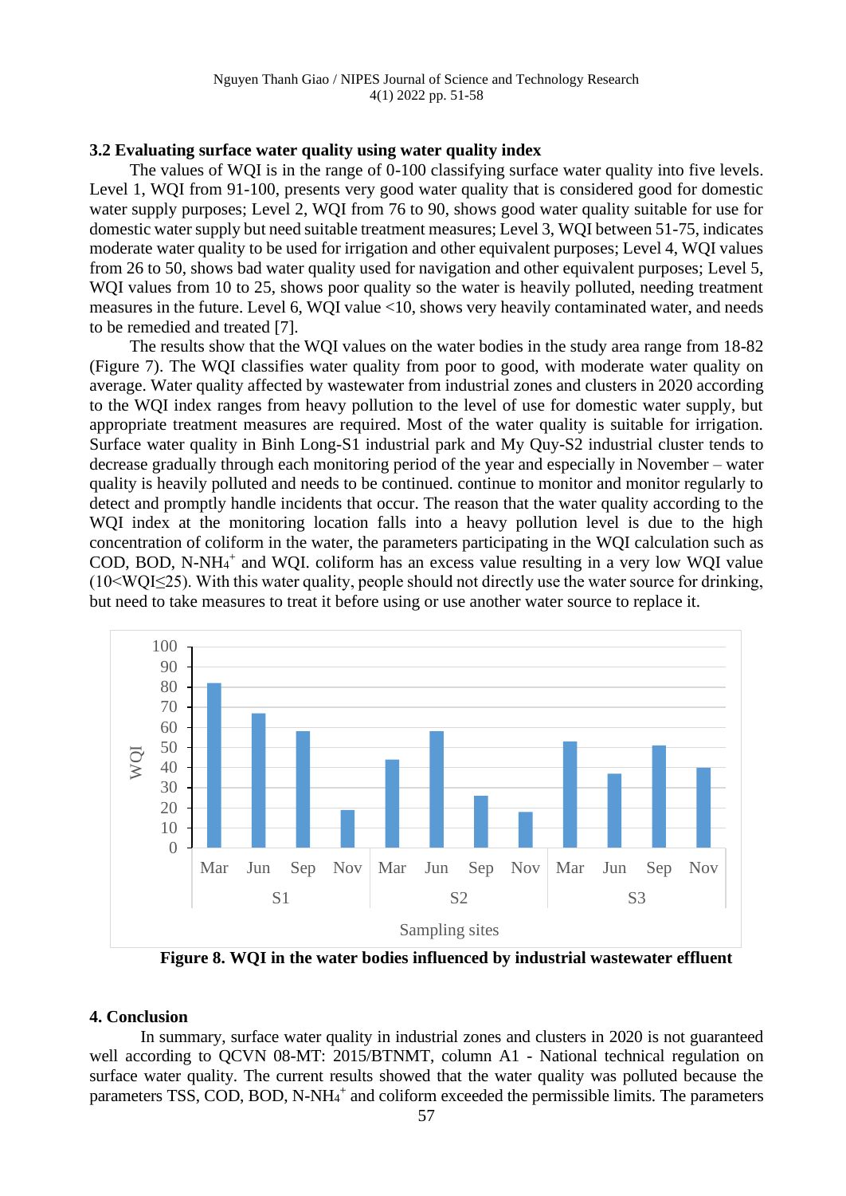### 3.2 Evaluating surface water quality using water quality index

The values of WQI is in the range of 0-100 classifying surface water quality into five levels. Level 1, WQI from 91-100, presents very good water quality that is considered good for domestic water supply purposes; Level 2, WQI from 76 to 90, shows good water quality suitable for use for domestic water supply but need suitable treatment measures; Level 3, WQI between 51-75, indicates moderate water quality to be used for irrigation and other equivalent purposes; Level 4, WQI values from 26 to 50, shows bad water quality used for navigation and other equivalent purposes; Level 5, WQI values from 10 to 25, shows poor quality so the water is heavily polluted, needing treatment measures in the future. Level 6, WQI value <10, shows very heavily contaminated water, and needs to be remedied and treated [7].

The results show that the WQI values on the water bodies in the study area range from 18-82 (Figure 7). The WQI classifies water quality from poor to good, with moderate water quality on average. Water quality affected by wastewater from industrial zones and clusters in 2020 according to the WQI index ranges from heavy pollution to the level of use for domestic water supply, but appropriate treatment measures are required. Most of the water quality is suitable for irrigation. Surface water quality in Binh Long-S1 industrial park and My Quy-S2 industrial cluster tends to decrease gradually through each monitoring period of the year and especially in November – water quality is heavily polluted and needs to be continued. continue to monitor and monitor regularly to detect and promptly handle incidents that occur. The reason that the water quality according to the WQI index at the monitoring location falls into a heavy pollution level is due to the high concentration of coliform in the water, the parameters participating in the WQI calculation such as COD, BOD, $N\text{-}NH_4^+$ and WQI. coliform has an excess value resulting in a very low WQI value ($10<WQI\leq25$). With this water quality, people should not directly use the water source for drinking, but need to take measures to treat it before using or use another water source to replace it.

**Figure 8. WQI in the water bodies influenced by industrial wastewater effluent**

### 4. Conclusion

In summary, surface water quality in industrial zones and clusters in 2020 is not guaranteed well according to QCVN 08-MT: 2015/BTNMT, column A1 - National technical regulation on surface water quality. The current results showed that the water quality was polluted because the parameters TSS, COD, BOD, $N\text{-}NH_4^+$ and coliform exceeded the permissible limits. The parameters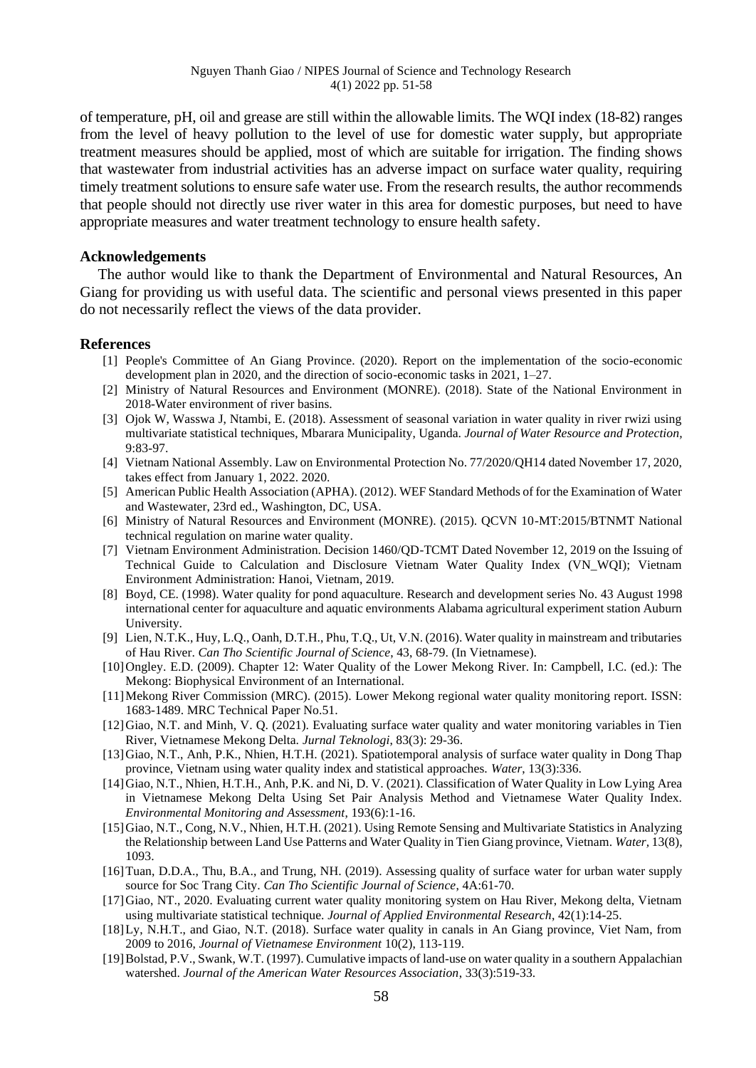of temperature, pH, oil and grease are still within the allowable limits. The WQI index (18-82) ranges from the level of heavy pollution to the level of use for domestic water supply, but appropriate treatment measures should be applied, most of which are suitable for irrigation. The finding shows that wastewater from industrial activities has an adverse impact on surface water quality, requiring timely treatment solutions to ensure safe water use. From the research results, the author recommends that people should not directly use river water in this area for domestic purposes, but need to have appropriate measures and water treatment technology to ensure health safety.

## Acknowledgements

The author would like to thank the Department of Environmental and Natural Resources, An Giang for providing us with useful data. The scientific and personal views presented in this paper do not necessarily reflect the views of the data provider.

## References

[1] People's Committee of An Giang Province. (2020). Report on the implementation of the socio-economic development plan in 2020, and the direction of socio-economic tasks in 2021, 1–27.

[2] Ministry of Natural Resources and Environment (MONRE). (2018). State of the National Environment in 2018-Water environment of river basins.

[3] Ojok W, Wasswa J, Ntambi, E. (2018). Assessment of seasonal variation in water quality in river rwizi using multivariate statistical techniques, Mbarara Municipality, Uganda. *Journal of Water Resource and Protection,* 9:83-97.

[4] Vietnam National Assembly. Law on Environmental Protection No. 77/2020/QH14 dated November 17, 2020, takes effect from January 1, 2022. 2020.

[5] American Public Health Association (APHA). (2012). WEF Standard Methods of for the Examination of Water and Wastewater, 23rd ed., Washington, DC, USA.

[6] Ministry of Natural Resources and Environment (MONRE). (2015). QCVN 10-MT:2015/BTNMT National technical regulation on marine water quality.

[7] Vietnam Environment Administration. Decision 1460/QD-TCMT Dated November 12, 2019 on the Issuing of Technical Guide to Calculation and Disclosure Vietnam Water Quality Index (VN_WQI); Vietnam Environment Administration: Hanoi, Vietnam, 2019.

[8] Boyd, CE. (1998). Water quality for pond aquaculture. Research and development series No. 43 August 1998 international center for aquaculture and aquatic environments Alabama agricultural experiment station Auburn University.

[9] Lien, N.T.K., Huy, L.Q., Oanh, D.T.H., Phu, T.Q., Ut, V.N. (2016). Water quality in mainstream and tributaries of Hau River. *Can Tho Scientific Journal of Science*, 43, 68-79. (In Vietnamese).

[10] Ongley. E.D. (2009). Chapter 12: Water Quality of the Lower Mekong River. In: Campbell, I.C. (ed.): The Mekong: Biophysical Environment of an International.

[11] Mekong River Commission (MRC). (2015). Lower Mekong regional water quality monitoring report. ISSN: 1683-1489. MRC Technical Paper No.51.

[12] Giao, N.T. and Minh, V. Q. (2021). Evaluating surface water quality and water monitoring variables in Tien River, Vietnamese Mekong Delta. *Jurnal Teknologi*, 83(3): 29-36.

[13] Giao, N.T., Anh, P.K., Nhien, H.T.H. (2021). Spatiotemporal analysis of surface water quality in Dong Thap province, Vietnam using water quality index and statistical approaches. *Water*, 13(3):336.

[14] Giao, N.T., Nhien, H.T.H., Anh, P.K. and Ni, D. V. (2021). Classification of Water Quality in Low Lying Area in Vietnamese Mekong Delta Using Set Pair Analysis Method and Vietnamese Water Quality Index. *Environmental Monitoring and Assessment*, 193(6):1-16.

[15] Giao, N.T., Cong, N.V., Nhien, H.T.H. (2021). Using Remote Sensing and Multivariate Statistics in Analyzing the Relationship between Land Use Patterns and Water Quality in Tien Giang province, Vietnam. *Water*, 13(8), 1093.

[16] Tuan, D.D.A., Thu, B.A., and Trung, NH. (2019). Assessing quality of surface water for urban water supply source for Soc Trang City. *Can Tho Scientific Journal of Science*, 4A:61-70.

[17] Giao, NT., 2020. Evaluating current water quality monitoring system on Hau River, Mekong delta, Vietnam using multivariate statistical technique. *Journal of Applied Environmental Research*, 42(1):14-25.

[18] Ly, N.H.T., and Giao, N.T. (2018). Surface water quality in canals in An Giang province, Viet Nam, from 2009 to 2016, *Journal of Vietnamese Environment* 10(2), 113-119.

[19] Bolstad, P.V., Swank, W.T. (1997). Cumulative impacts of land-use on water quality in a southern Appalachian watershed. *Journal of the American Water Resources Association*, 33(3):519-33.